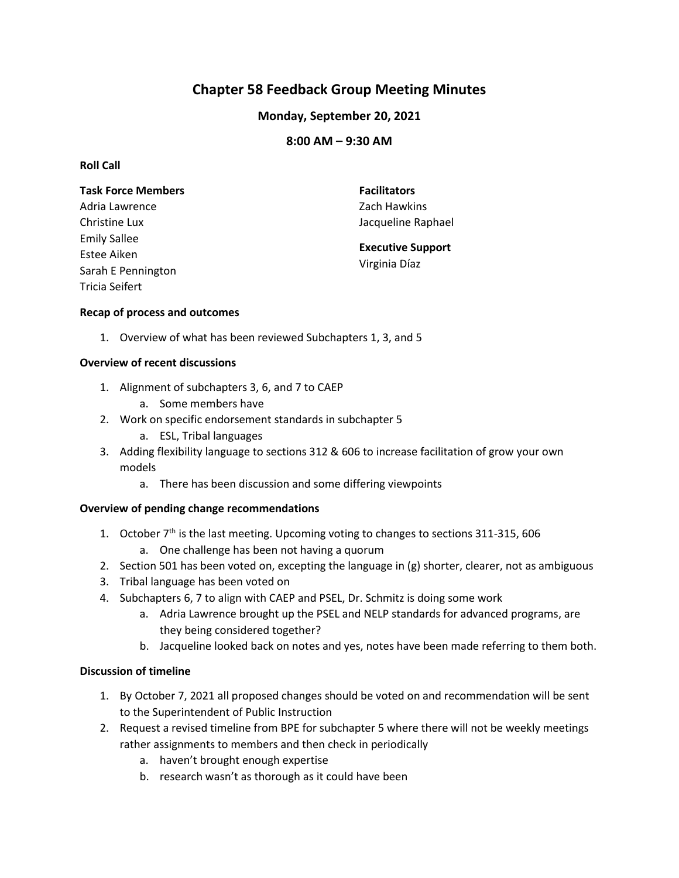# Chapter 58 Feedback Group Meeting Minutes

## Monday, September 20, 2021

## 8:00 AM – 9:30 AM

**Roll Call**

**Task Force Members**
Adria Lawrence
Christine Lux
Emily Sallee
Estee Aiken
Sarah E Pennington
Tricia Seifert

**Facilitators**
Zach Hawkins
Jacqueline Raphael

**Executive Support**
Virginia Díaz

**Recap of process and outcomes**

1. Overview of what has been reviewed Subchapters 1, 3, and 5

**Overview of recent discussions**

1. Alignment of subchapters 3, 6, and 7 to CAEP
   a. Some members have
2. Work on specific endorsement standards in subchapter 5
   a. ESL, Tribal languages
3. Adding flexibility language to sections 312 & 606 to increase facilitation of grow your own models
   a. There has been discussion and some differing viewpoints

**Overview of pending change recommendations**

1. October 7th is the last meeting. Upcoming voting to changes to sections 311-315, 606
   a. One challenge has been not having a quorum
2. Section 501 has been voted on, excepting the language in (g) shorter, clearer, not as ambiguous
3. Tribal language has been voted on
4. Subchapters 6, 7 to align with CAEP and PSEL, Dr. Schmitz is doing some work
   a. Adria Lawrence brought up the PSEL and NELP standards for advanced programs, are they being considered together?
   b. Jacqueline looked back on notes and yes, notes have been made referring to them both.

**Discussion of timeline**

1. By October 7, 2021 all proposed changes should be voted on and recommendation will be sent to the Superintendent of Public Instruction
2. Request a revised timeline from BPE for subchapter 5 where there will not be weekly meetings rather assignments to members and then check in periodically
   a. haven't brought enough expertise
   b. research wasn't as thorough as it could have been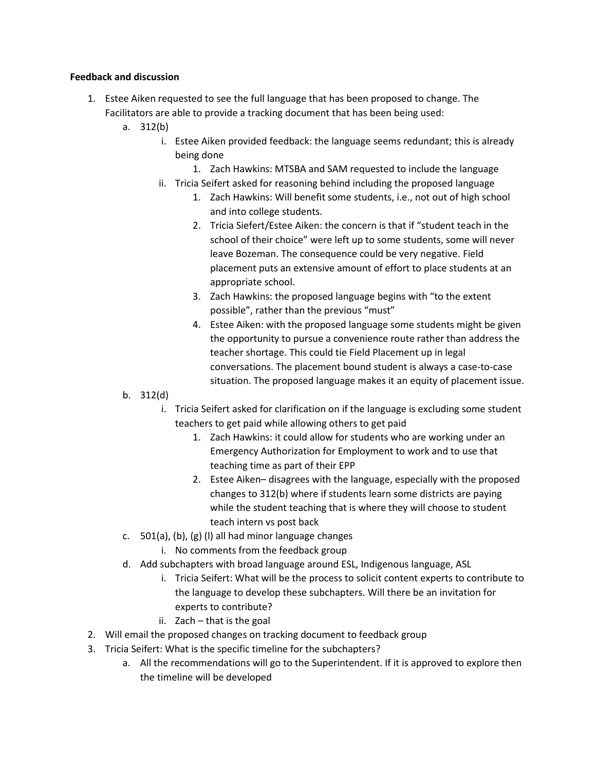**Feedback and discussion**

1. Estee Aiken requested to see the full language that has been proposed to change. The Facilitators are able to provide a tracking document that has been being used:
    a. 312(b)
        i. Estee Aiken provided feedback: the language seems redundant; this is already being done
            1. Zach Hawkins: MTSBA and SAM requested to include the language
        ii. Tricia Seifert asked for reasoning behind including the proposed language
            1. Zach Hawkins: Will benefit some students, i.e., not out of high school and into college students.
            2. Tricia Siefert/Estee Aiken: the concern is that if "student teach in the school of their choice" were left up to some students, some will never leave Bozeman. The consequence could be very negative. Field placement puts an extensive amount of effort to place students at an appropriate school.
            3. Zach Hawkins: the proposed language begins with "to the extent possible", rather than the previous "must"
            4. Estee Aiken: with the proposed language some students might be given the opportunity to pursue a convenience route rather than address the teacher shortage. This could tie Field Placement up in legal conversations. The placement bound student is always a case-to-case situation. The proposed language makes it an equity of placement issue.
    b. 312(d)
        i. Tricia Seifert asked for clarification on if the language is excluding some student teachers to get paid while allowing others to get paid
            1. Zach Hawkins: it could allow for students who are working under an Emergency Authorization for Employment to work and to use that teaching time as part of their EPP
            2. Estee Aiken– disagrees with the language, especially with the proposed changes to 312(b) where if students learn some districts are paying while the student teaching that is where they will choose to student teach intern vs post back
    c. 501(a), (b), (g) (l) all had minor language changes
        i. No comments from the feedback group
    d. Add subchapters with broad language around ESL, Indigenous language, ASL
        i. Tricia Seifert: What will be the process to solicit content experts to contribute to the language to develop these subchapters. Will there be an invitation for experts to contribute?
        ii. Zach – that is the goal
2. Will email the proposed changes on tracking document to feedback group
3. Tricia Seifert: What is the specific timeline for the subchapters?
    a. All the recommendations will go to the Superintendent. If it is approved to explore then the timeline will be developed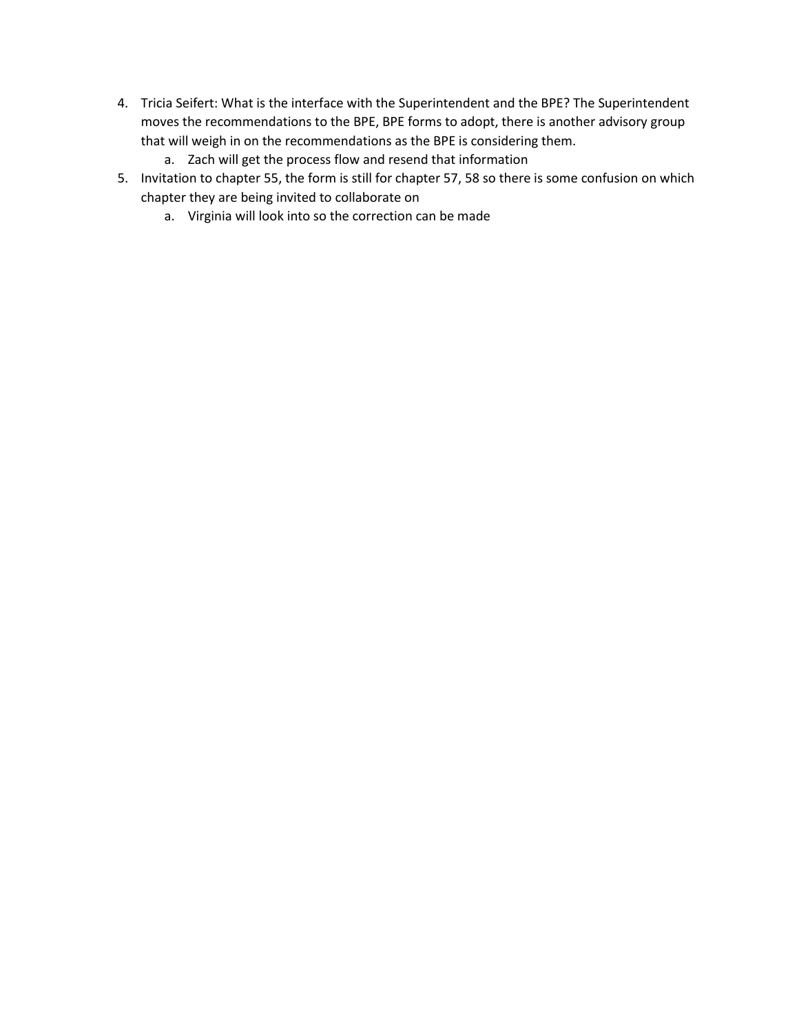4. Tricia Seifert: What is the interface with the Superintendent and the BPE? The Superintendent moves the recommendations to the BPE, BPE forms to adopt, there is another advisory group that will weigh in on the recommendations as the BPE is considering them.
    a. Zach will get the process flow and resend that information
5. Invitation to chapter 55, the form is still for chapter 57, 58 so there is some confusion on which chapter they are being invited to collaborate on
    a. Virginia will look into so the correction can be made